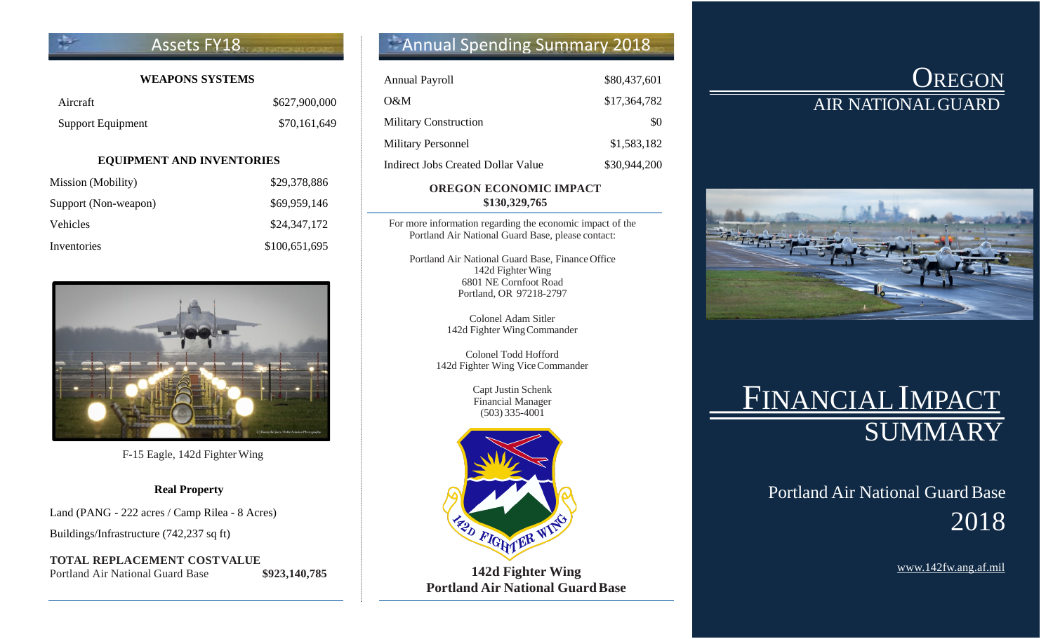## Assets FY18

**WEAPONS SYSTEMS**

| | |
|---|---|
| Aircraft | $627,900,000 |
| Support Equipment | $70,161,649 |

**EQUIPMENT AND INVENTORIES**

| | |
|---|---|
| Mission (Mobility) | $29,378,886 |
| Support (Non-weapon) | $69,959,146 |
| Vehicles | $24,347,172 |
| Inventories | $100,651,695 |

F-15 Eagle, 142d Fighter Wing

**Real Property**

Land (PANG - 222 acres / Camp Rilea - 8 Acres)

Buildings/Infrastructure (742,237 sq ft)

**TOTAL REPLACEMENT COST VALUE**
Portland Air National Guard Base **$923,140,785**

## Annual Spending Summary 2018

| | |
|---|---|
| Annual Payroll | $80,437,601 |
| O&M | $17,364,782 |
| Military Construction | $0 |
| Military Personnel | $1,583,182 |
| Indirect Jobs Created Dollar Value | $30,944,200 |

**OREGON ECONOMIC IMPACT**
**$130,329,765**

For more information regarding the economic impact of the Portland Air National Guard Base, please contact:

Portland Air National Guard Base, Finance Office
142d Fighter Wing
6801 NE Cornfoot Road
Portland, OR 97218-2797

Colonel Adam Sitler
142d Fighter Wing Commander

Colonel Todd Hofford
142d Fighter Wing Vice Commander

Capt Justin Schenk
Financial Manager
(503) 335-4001

142D FIGHTER WING

**142d Fighter Wing**
**Portland Air National Guard Base**

# OREGON AIR NATIONAL GUARD

# FINANCIAL IMPACT SUMMARY

Portland Air National Guard Base
2018

www.142fw.ang.af.mil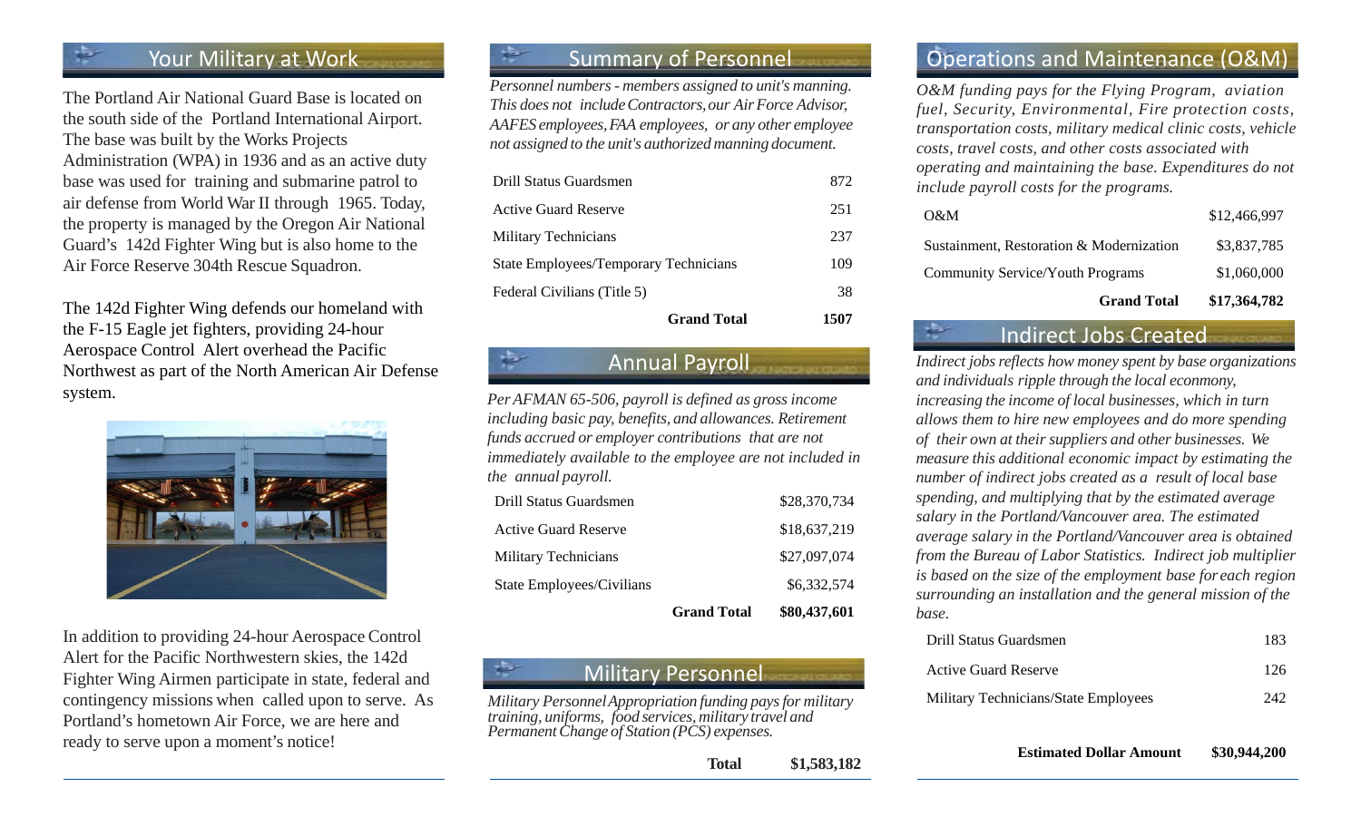## Your Military at Work

The Portland Air National Guard Base is located on the south side of the Portland International Airport. The base was built by the Works Projects Administration (WPA) in 1936 and as an active duty base was used for training and submarine patrol to air defense from World War II through 1965. Today, the property is managed by the Oregon Air National Guard's 142d Fighter Wing but is also home to the Air Force Reserve 304th Rescue Squadron.

The 142d Fighter Wing defends our homeland with the F-15 Eagle jet fighters, providing 24-hour Aerospace Control Alert overhead the Pacific Northwest as part of the North American Air Defense system.

In addition to providing 24-hour Aerospace Control Alert for the Pacific Northwestern skies, the 142d Fighter Wing Airmen participate in state, federal and contingency missions when called upon to serve. As Portland's hometown Air Force, we are here and ready to serve upon a moment's notice!

## Summary of Personnel

*Personnel numbers - members assigned to unit's manning. This does not include Contractors, our Air Force Advisor, AAFES employees, FAA employees, or any other employee not assigned to the unit's authorized manning document.*

| | |
|---|---|
| Drill Status Guardsmen | 872 |
| Active Guard Reserve | 251 |
| Military Technicians | 237 |
| State Employees/Temporary Technicians | 109 |
| Federal Civilians (Title 5) | 38 |
| **Grand Total** | **1507** |

## Annual Payroll

*Per AFMAN 65-506, payroll is defined as gross income including basic pay, benefits, and allowances. Retirement funds accrued or employer contributions that are not immediately available to the employee are not included in the annual payroll.*

| | |
|---|---|
| Drill Status Guardsmen | $28,370,734 |
| Active Guard Reserve | $18,637,219 |
| Military Technicians | $27,097,074 |
| State Employees/Civilians | $6,332,574 |
| **Grand Total** | **$80,437,601** |

## Military Personnel

*Military Personnel Appropriation funding pays for military training, uniforms, food services, military travel and Permanent Change of Station (PCS) expenses.*

| | |
|---|---|
| **Total** | **$1,583,182** |

## Operations and Maintenance (O&M)

*O&M funding pays for the Flying Program, aviation fuel, Security, Environmental, Fire protection costs, transportation costs, military medical clinic costs, vehicle costs, travel costs, and other costs associated with operating and maintaining the base. Expenditures do not include payroll costs for the programs.*

| | |
|---|---|
| O&M | $12,466,997 |
| Sustainment, Restoration & Modernization | $3,837,785 |
| Community Service/Youth Programs | $1,060,000 |
| **Grand Total** | **$17,364,782** |

## Indirect Jobs Created

*Indirect jobs reflects how money spent by base organizations and individuals ripple through the local econmony, increasing the income of local businesses, which in turn allows them to hire new employees and do more spending of their own at their suppliers and other businesses. We measure this additional economic impact by estimating the number of indirect jobs created as a result of local base spending, and multiplying that by the estimated average salary in the Portland/Vancouver area. The estimated average salary in the Portland/Vancouver area is obtained from the Bureau of Labor Statistics. Indirect job multiplier is based on the size of the employment base for each region surrounding an installation and the general mission of the base.*

| | |
|---|---|
| Drill Status Guardsmen | 183 |
| Active Guard Reserve | 126 |
| Military Technicians/State Employees | 242 |
| **Estimated Dollar Amount** | **$30,944,200** |